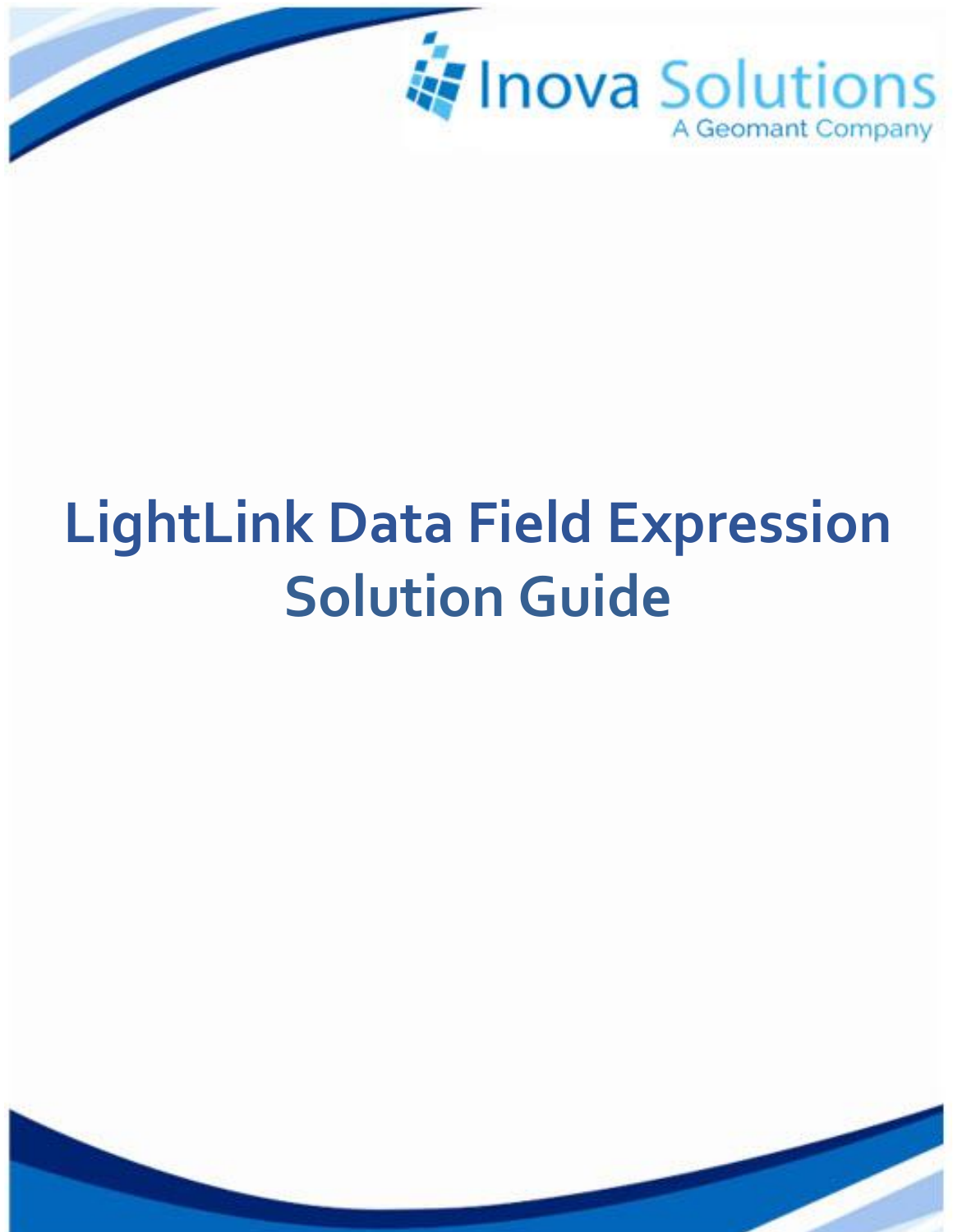Inova Solutions

A Geomant Company

# LightLink Data Field Expression Solution Guide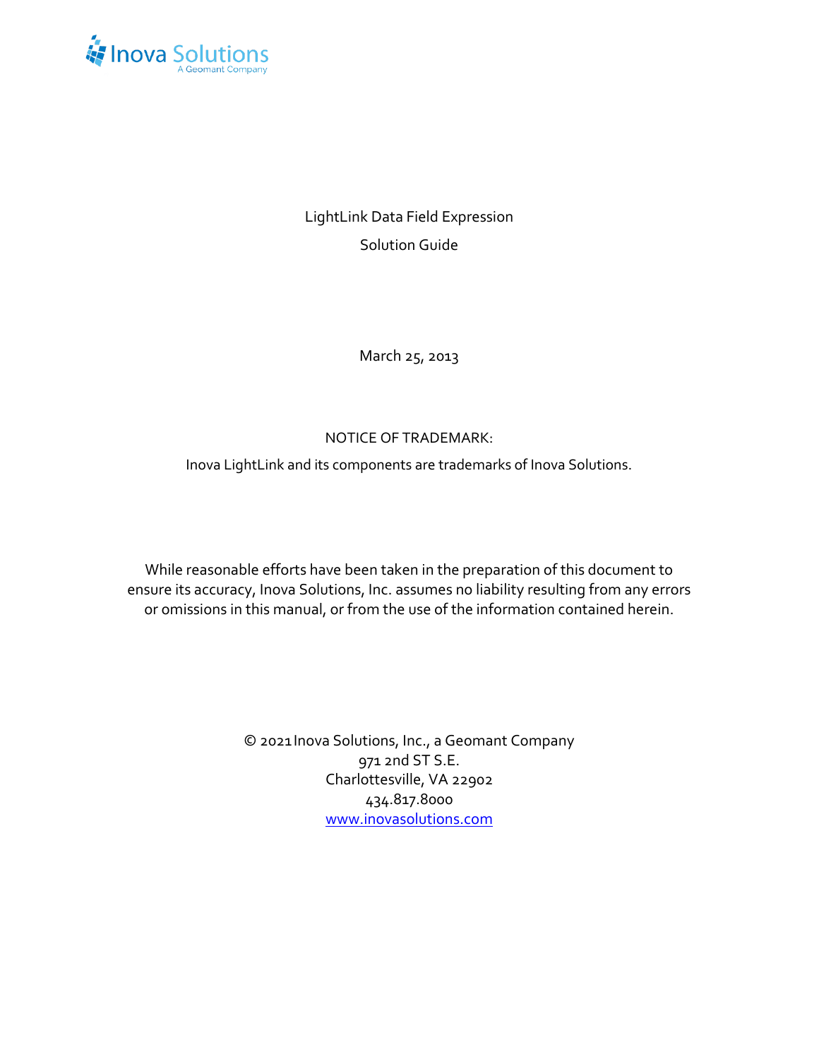LightLink Data Field Expression

Solution Guide

March 25, 2013

NOTICE OF TRADEMARK:

Inova LightLink and its components are trademarks of Inova Solutions.

While reasonable efforts have been taken in the preparation of this document to ensure its accuracy, Inova Solutions, Inc. assumes no liability resulting from any errors or omissions in this manual, or from the use of the information contained herein.

© 2021 Inova Solutions, Inc., a Geomant Company
971 2nd ST S.E.
Charlottesville, VA 22902
434.817.8000
[www.inovasolutions.com](http://www.inovasolutions.com)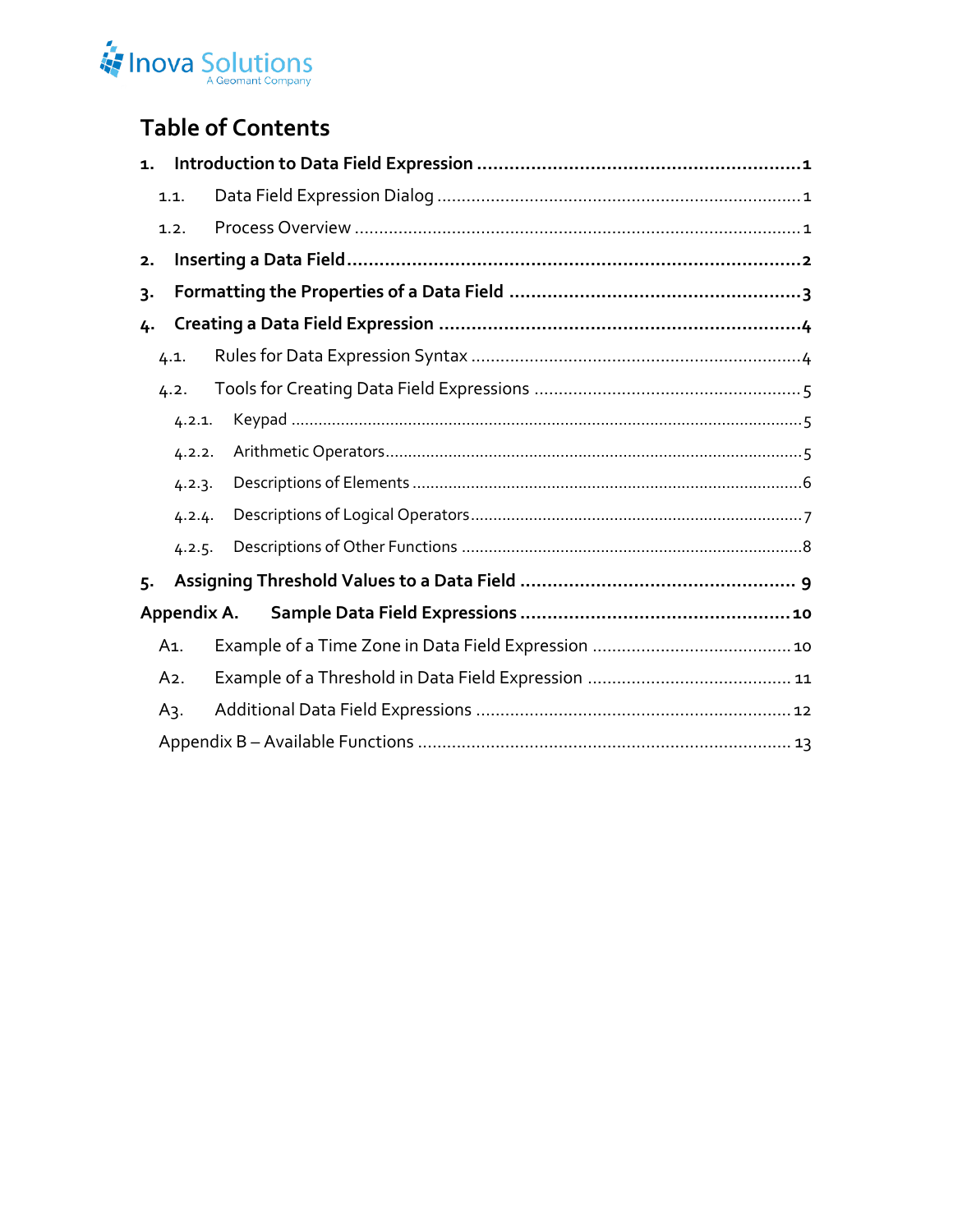# Table of Contents

**1. Introduction to Data Field Expression** ........ **1**

- 1.1. Data Field Expression Dialog ........ 1
- 1.2. Process Overview ........ 1

**2. Inserting a Data Field** ........ **2**

**3. Formatting the Properties of a Data Field** ........ **3**

**4. Creating a Data Field Expression** ........ **4**

- 4.1. Rules for Data Expression Syntax ........ 4
- 4.2. Tools for Creating Data Field Expressions ........ 5
  - 4.2.1. Keypad ........ 5
  - 4.2.2. Arithmetic Operators ........ 5
  - 4.2.3. Descriptions of Elements ........ 6
  - 4.2.4. Descriptions of Logical Operators ........ 7
  - 4.2.5. Descriptions of Other Functions ........ 8

**5. Assigning Threshold Values to a Data Field** ........ **9**

**Appendix A. Sample Data Field Expressions** ........ **10**

- A1. Example of a Time Zone in Data Field Expression ........ 10
- A2. Example of a Threshold in Data Field Expression ........ 11
- A3. Additional Data Field Expressions ........ 12

Appendix B – Available Functions ........ 13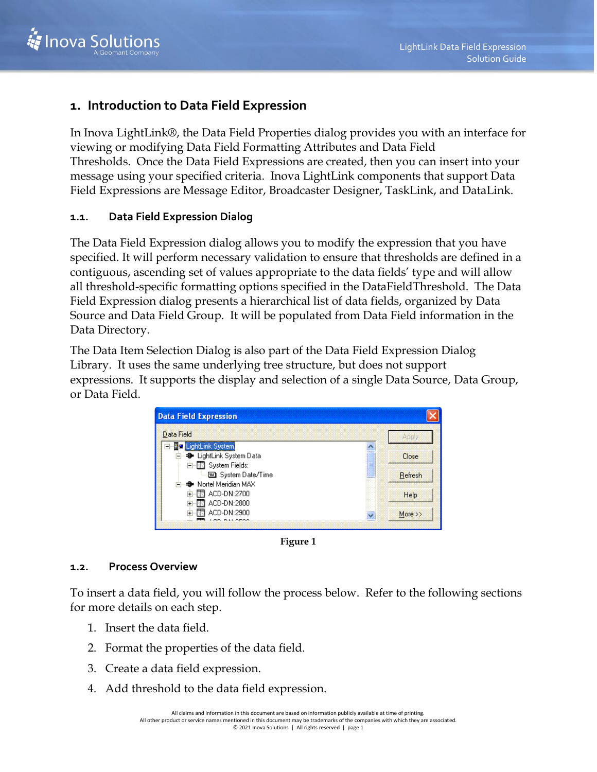# 1. Introduction to Data Field Expression

In Inova LightLink®, the Data Field Properties dialog provides you with an interface for viewing or modifying Data Field Formatting Attributes and Data Field Thresholds. Once the Data Field Expressions are created, then you can insert into your message using your specified criteria. Inova LightLink components that support Data Field Expressions are Message Editor, Broadcaster Designer, TaskLink, and DataLink.

## 1.1. Data Field Expression Dialog

The Data Field Expression dialog allows you to modify the expression that you have specified. It will perform necessary validation to ensure that thresholds are defined in a contiguous, ascending set of values appropriate to the data fields' type and will allow all threshold-specific formatting options specified in the DataFieldThreshold. The Data Field Expression dialog presents a hierarchical list of data fields, organized by Data Source and Data Field Group. It will be populated from Data Field information in the Data Directory.

The Data Item Selection Dialog is also part of the Data Field Expression Dialog Library. It uses the same underlying tree structure, but does not support expressions. It supports the display and selection of a single Data Source, Data Group, or Data Field.

Figure 1

## 1.2. Process Overview

To insert a data field, you will follow the process below. Refer to the following sections for more details on each step.

1. Insert the data field.
2. Format the properties of the data field.
3. Create a data field expression.
4. Add threshold to the data field expression.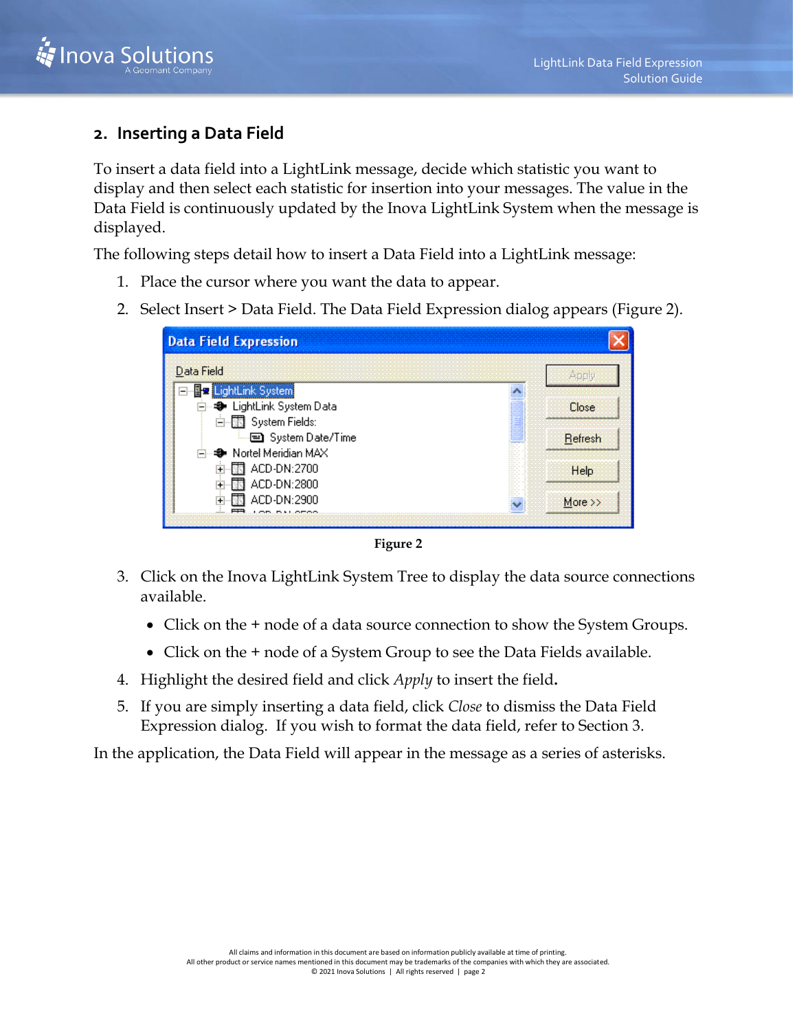## 2. Inserting a Data Field

To insert a data field into a LightLink message, decide which statistic you want to display and then select each statistic for insertion into your messages. The value in the Data Field is continuously updated by the Inova LightLink System when the message is displayed.

The following steps detail how to insert a Data Field into a LightLink message:

1. Place the cursor where you want the data to appear.
2. Select Insert > Data Field. The Data Field Expression dialog appears (Figure 2).

Figure 2

3. Click on the Inova LightLink System Tree to display the data source connections available.
   - Click on the + node of a data source connection to show the System Groups.
   - Click on the + node of a System Group to see the Data Fields available.
4. Highlight the desired field and click *Apply* to insert the field.
5. If you are simply inserting a data field, click *Close* to dismiss the Data Field Expression dialog. If you wish to format the data field, refer to Section 3.

In the application, the Data Field will appear in the message as a series of asterisks.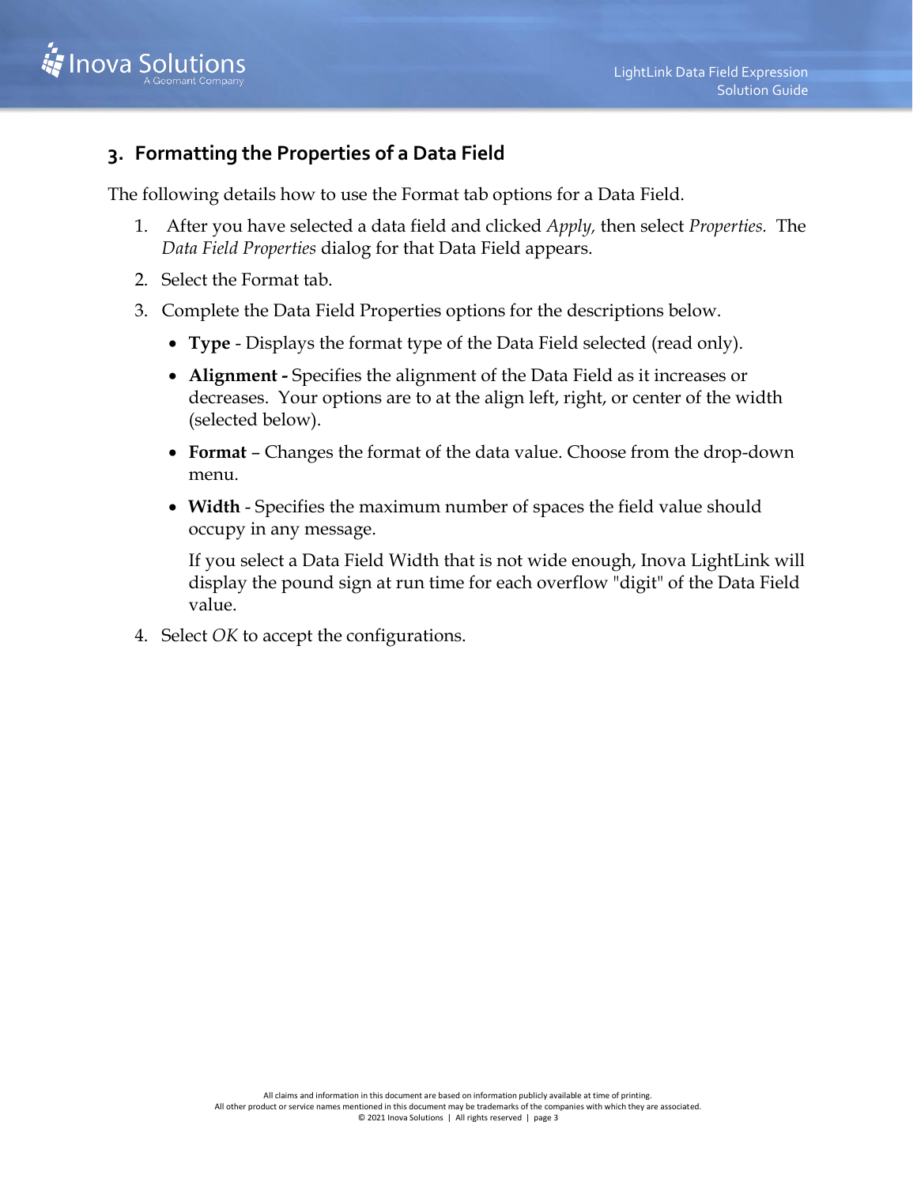## 3. Formatting the Properties of a Data Field

The following details how to use the Format tab options for a Data Field.

1. After you have selected a data field and clicked *Apply,* then select *Properties.* The *Data Field Properties* dialog for that Data Field appears.
2. Select the Format tab.
3. Complete the Data Field Properties options for the descriptions below.
   - **Type** - Displays the format type of the Data Field selected (read only).
   - **Alignment -** Specifies the alignment of the Data Field as it increases or decreases. Your options are to at the align left, right, or center of the width (selected below).
   - **Format** – Changes the format of the data value. Choose from the drop-down menu.
   - **Width** - Specifies the maximum number of spaces the field value should occupy in any message.

     If you select a Data Field Width that is not wide enough, Inova LightLink will display the pound sign at run time for each overflow "digit" of the Data Field value.
4. Select *OK* to accept the configurations.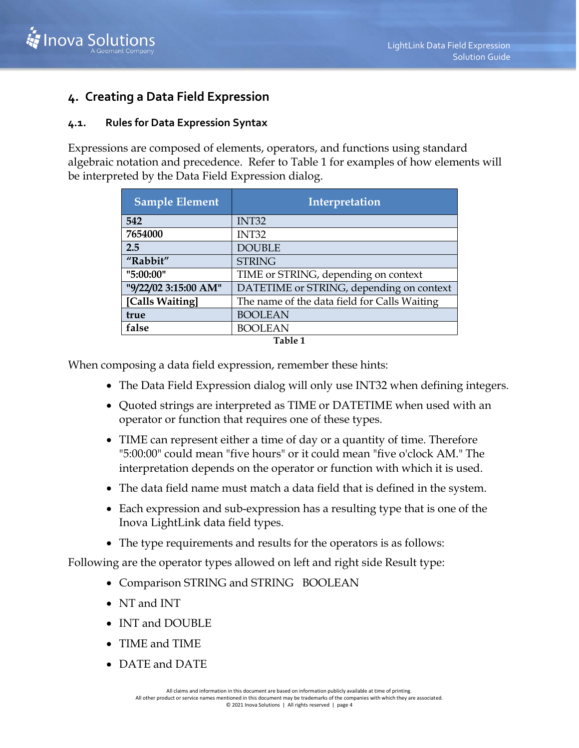## 4. Creating a Data Field Expression

### 4.1. Rules for Data Expression Syntax

Expressions are composed of elements, operators, and functions using standard algebraic notation and precedence. Refer to Table 1 for examples of how elements will be interpreted by the Data Field Expression dialog.

| Sample Element | Interpretation |
|---|---|
| **542** | INT32 |
| **7654000** | INT32 |
| **2.5** | DOUBLE |
| **"Rabbit"** | STRING |
| **"5:00:00"** | TIME or STRING, depending on context |
| **"9/22/02 3:15:00 AM"** | DATETIME or STRING, depending on context |
| **[Calls Waiting]** | The name of the data field for Calls Waiting |
| **true** | BOOLEAN |
| **false** | BOOLEAN |

**Table 1**

When composing a data field expression, remember these hints:

- The Data Field Expression dialog will only use INT32 when defining integers.
- Quoted strings are interpreted as TIME or DATETIME when used with an operator or function that requires one of these types.
- TIME can represent either a time of day or a quantity of time. Therefore "5:00:00" could mean "five hours" or it could mean "five o'clock AM." The interpretation depends on the operator or function with which it is used.
- The data field name must match a data field that is defined in the system.
- Each expression and sub-expression has a resulting type that is one of the Inova LightLink data field types.
- The type requirements and results for the operators is as follows:

Following are the operator types allowed on left and right side Result type:

- Comparison STRING and STRING BOOLEAN
- NT and INT
- INT and DOUBLE
- TIME and TIME
- DATE and DATE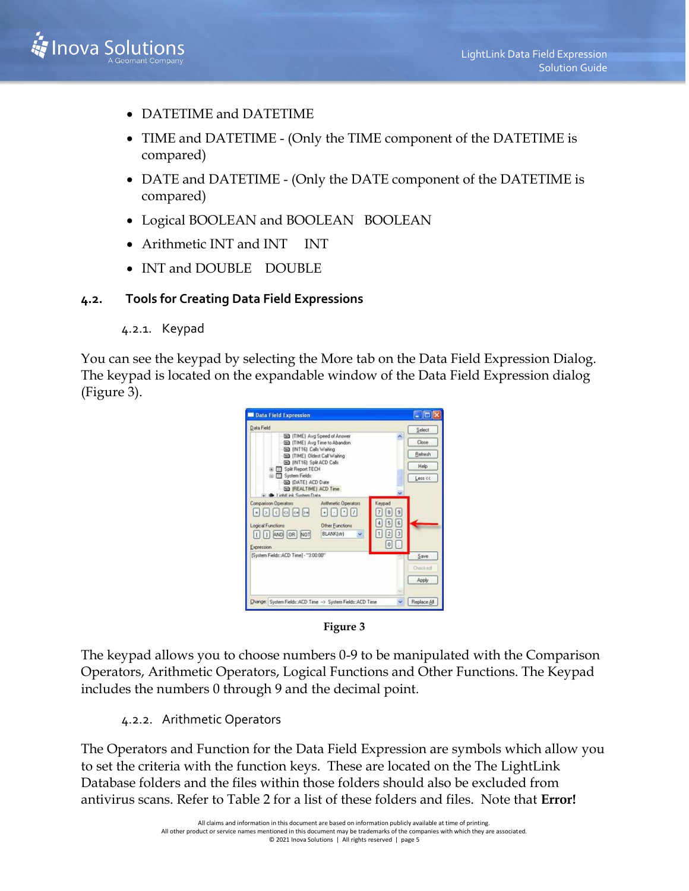- DATETIME and DATETIME
- TIME and DATETIME - (Only the TIME component of the DATETIME is compared)
- DATE and DATETIME - (Only the DATE component of the DATETIME is compared)
- Logical BOOLEAN and BOOLEAN   BOOLEAN
- Arithmetic INT and INT   INT
- INT and DOUBLE   DOUBLE

## 4.2. Tools for Creating Data Field Expressions

### 4.2.1. Keypad

You can see the keypad by selecting the More tab on the Data Field Expression Dialog. The keypad is located on the expandable window of the Data Field Expression dialog (Figure 3).

Figure 3

The keypad allows you to choose numbers 0-9 to be manipulated with the Comparison Operators, Arithmetic Operators, Logical Functions and Other Functions. The Keypad includes the numbers 0 through 9 and the decimal point.

### 4.2.2. Arithmetic Operators

The Operators and Function for the Data Field Expression are symbols which allow you to set the criteria with the function keys. These are located on the The LightLink Database folders and the files within those folders should also be excluded from antivirus scans. Refer to Table 2 for a list of these folders and files. Note that **Error!**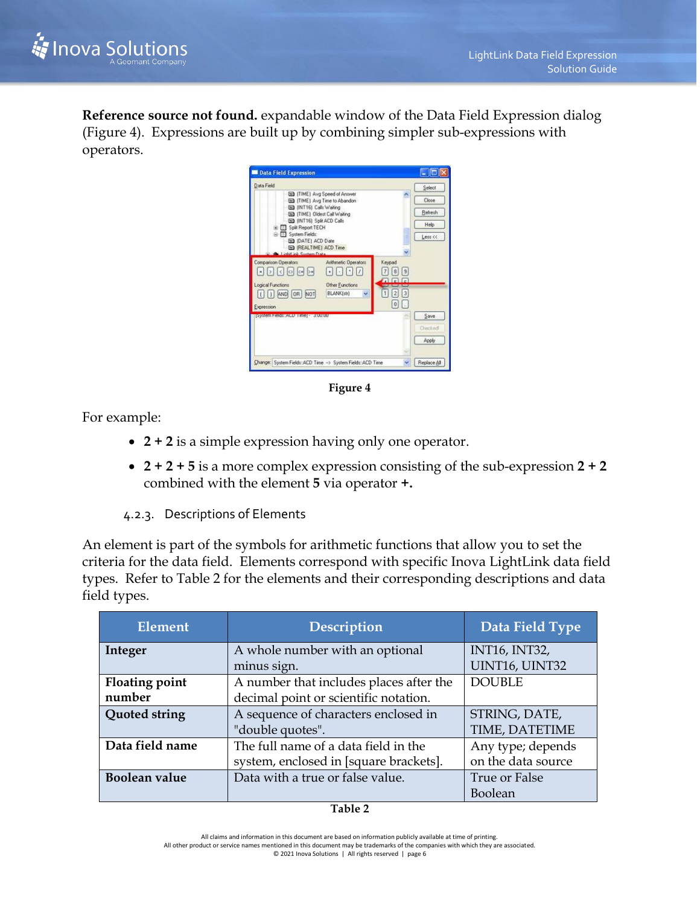**Reference source not found.** expandable window of the Data Field Expression dialog (Figure 4). Expressions are built up by combining simpler sub-expressions with operators.

Figure 4

For example:

- **2 + 2** is a simple expression having only one operator.
- **2 + 2 + 5** is a more complex expression consisting of the sub-expression **2 + 2** combined with the element **5** via operator **+.**

### 4.2.3. Descriptions of Elements

An element is part of the symbols for arithmetic functions that allow you to set the criteria for the data field. Elements correspond with specific Inova LightLink data field types. Refer to Table 2 for the elements and their corresponding descriptions and data field types.

| Element | Description | Data Field Type |
|---|---|---|
| **Integer** | A whole number with an optional minus sign. | INT16, INT32, UINT16, UINT32 |
| **Floating point number** | A number that includes places after the decimal point or scientific notation. | DOUBLE |
| **Quoted string** | A sequence of characters enclosed in "double quotes". | STRING, DATE, TIME, DATETIME |
| **Data field name** | The full name of a data field in the system, enclosed in [square brackets]. | Any type; depends on the data source |
| **Boolean value** | Data with a true or false value. | True or False Boolean |

**Table 2**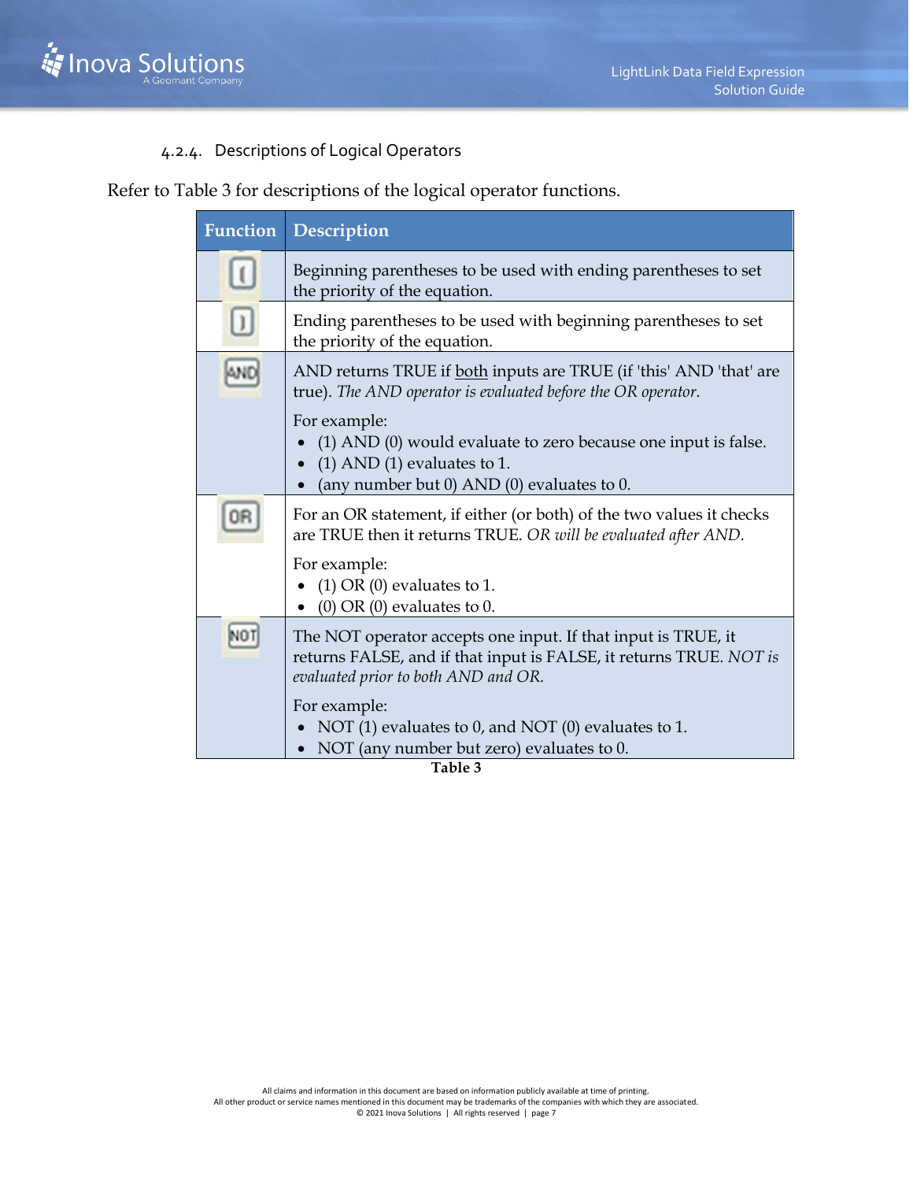#### 4.2.4. Descriptions of Logical Operators

Refer to Table 3 for descriptions of the logical operator functions.

| Function | Description |
|---|---|
| ( | Beginning parentheses to be used with ending parentheses to set the priority of the equation. |
| ) | Ending parentheses to be used with beginning parentheses to set the priority of the equation. |
| AND | AND returns TRUE if <u>both</u> inputs are TRUE (if 'this' AND 'that' are true). *The AND operator is evaluated before the OR operator.*<br><br>For example:<br>• (1) AND (0) would evaluate to zero because one input is false.<br>• (1) AND (1) evaluates to 1.<br>• (any number but 0) AND (0) evaluates to 0. |
| OR | For an OR statement, if either (or both) of the two values it checks are TRUE then it returns TRUE. *OR will be evaluated after AND.*<br><br>For example:<br>• (1) OR (0) evaluates to 1.<br>• (0) OR (0) evaluates to 0. |
| NOT | The NOT operator accepts one input. If that input is TRUE, it returns FALSE, and if that input is FALSE, it returns TRUE. *NOT is evaluated prior to both AND and OR.*<br><br>For example:<br>• NOT (1) evaluates to 0, and NOT (0) evaluates to 1.<br>• NOT (any number but zero) evaluates to 0. |

**Table 3**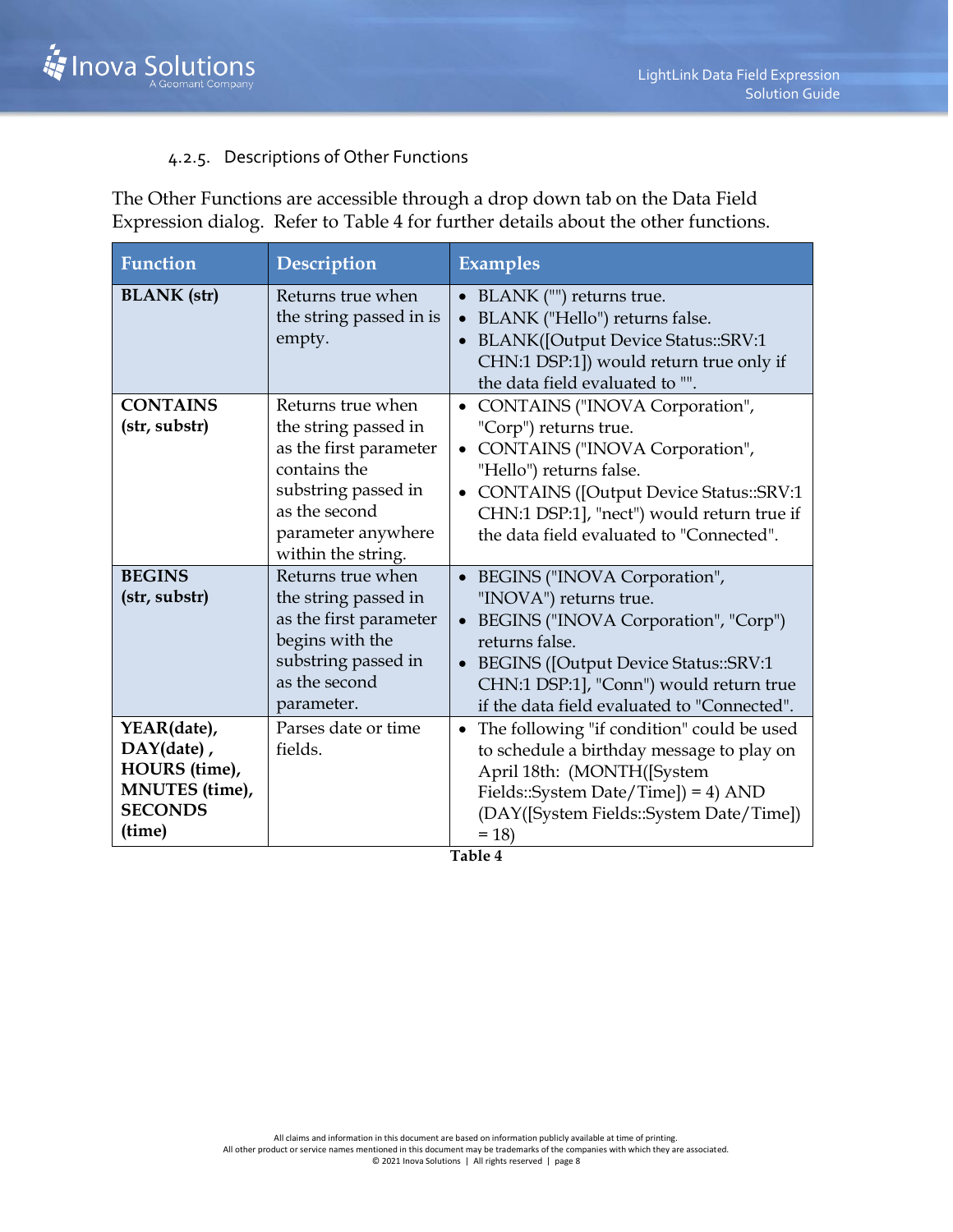#### 4.2.5. Descriptions of Other Functions

The Other Functions are accessible through a drop down tab on the Data Field Expression dialog. Refer to Table 4 for further details about the other functions.

| Function | Description | Examples |
|---|---|---|
| **BLANK (str)** | Returns true when the string passed in is empty. | • BLANK ("") returns true.<br>• BLANK ("Hello") returns false.<br>• BLANK([Output Device Status::SRV:1 CHN:1 DSP:1]) would return true only if the data field evaluated to "". |
| **CONTAINS (str, substr)** | Returns true when the string passed in as the first parameter contains the substring passed in as the second parameter anywhere within the string. | • CONTAINS ("INOVA Corporation", "Corp") returns true.<br>• CONTAINS ("INOVA Corporation", "Hello") returns false.<br>• CONTAINS ([Output Device Status::SRV:1 CHN:1 DSP:1], "nect") would return true if the data field evaluated to "Connected". |
| **BEGINS (str, substr)** | Returns true when the string passed in as the first parameter begins with the substring passed in as the second parameter. | • BEGINS ("INOVA Corporation", "INOVA") returns true.<br>• BEGINS ("INOVA Corporation", "Corp") returns false.<br>• BEGINS ([Output Device Status::SRV:1 CHN:1 DSP:1], "Conn") would return true if the data field evaluated to "Connected". |
| **YEAR(date), DAY(date) , HOURS (time), MNUTES (time), SECONDS (time)** | Parses date or time fields. | • The following "if condition" could be used to schedule a birthday message to play on April 18th: (MONTH([System Fields::System Date/Time]) = 4) AND (DAY([System Fields::System Date/Time]) = 18) |

**Table 4**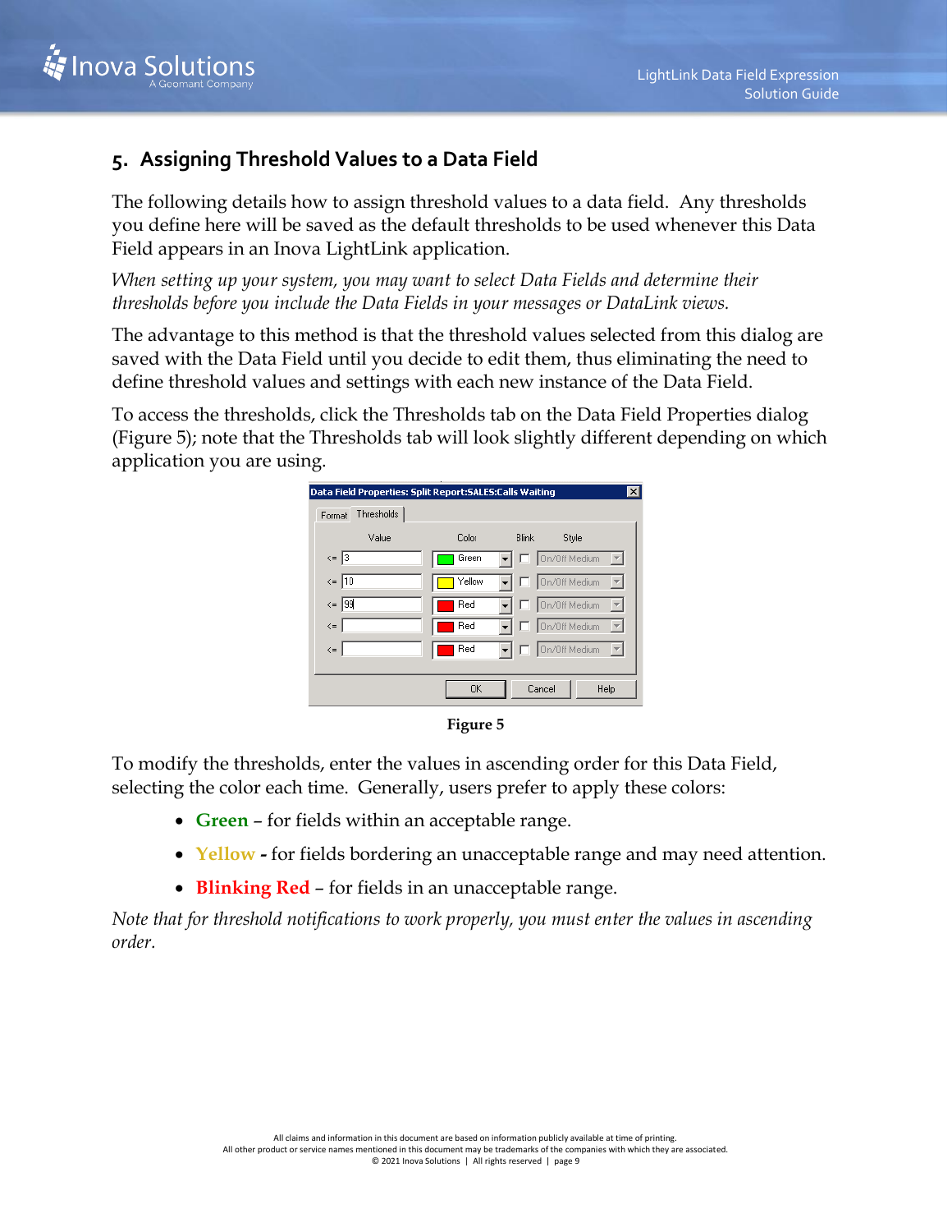## 5. Assigning Threshold Values to a Data Field

The following details how to assign threshold values to a data field. Any thresholds you define here will be saved as the default thresholds to be used whenever this Data Field appears in an Inova LightLink application.

*When setting up your system, you may want to select Data Fields and determine their thresholds before you include the Data Fields in your messages or DataLink views.*

The advantage to this method is that the threshold values selected from this dialog are saved with the Data Field until you decide to edit them, thus eliminating the need to define threshold values and settings with each new instance of the Data Field.

To access the thresholds, click the Thresholds tab on the Data Field Properties dialog (Figure 5); note that the Thresholds tab will look slightly different depending on which application you are using.

Figure 5

To modify the thresholds, enter the values in ascending order for this Data Field, selecting the color each time. Generally, users prefer to apply these colors:

- **Green** – for fields within an acceptable range.
- **Yellow** **-** for fields bordering an unacceptable range and may need attention.
- **Blinking Red** – for fields in an unacceptable range.

*Note that for threshold notifications to work properly, you must enter the values in ascending order.*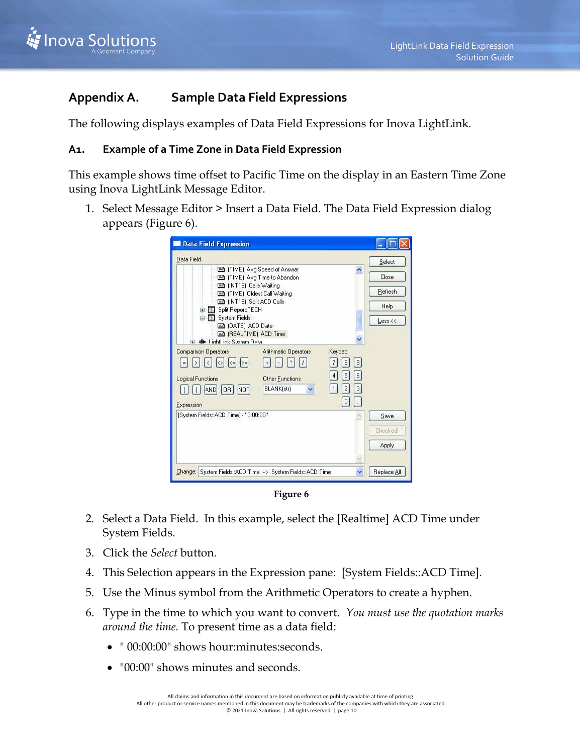# Appendix A. Sample Data Field Expressions

The following displays examples of Data Field Expressions for Inova LightLink.

## A1. Example of a Time Zone in Data Field Expression

This example shows time offset to Pacific Time on the display in an Eastern Time Zone using Inova LightLink Message Editor.

1. Select Message Editor > Insert a Data Field. The Data Field Expression dialog appears (Figure 6).

**Figure 6**

2. Select a Data Field. In this example, select the [Realtime] ACD Time under System Fields.
3. Click the *Select* button.
4. This Selection appears in the Expression pane: [System Fields::ACD Time].
5. Use the Minus symbol from the Arithmetic Operators to create a hyphen.
6. Type in the time to which you want to convert. *You must use the quotation marks around the time.* To present time as a data field:
   - " 00:00:00" shows hour:minutes:seconds.
   - "00:00" shows minutes and seconds.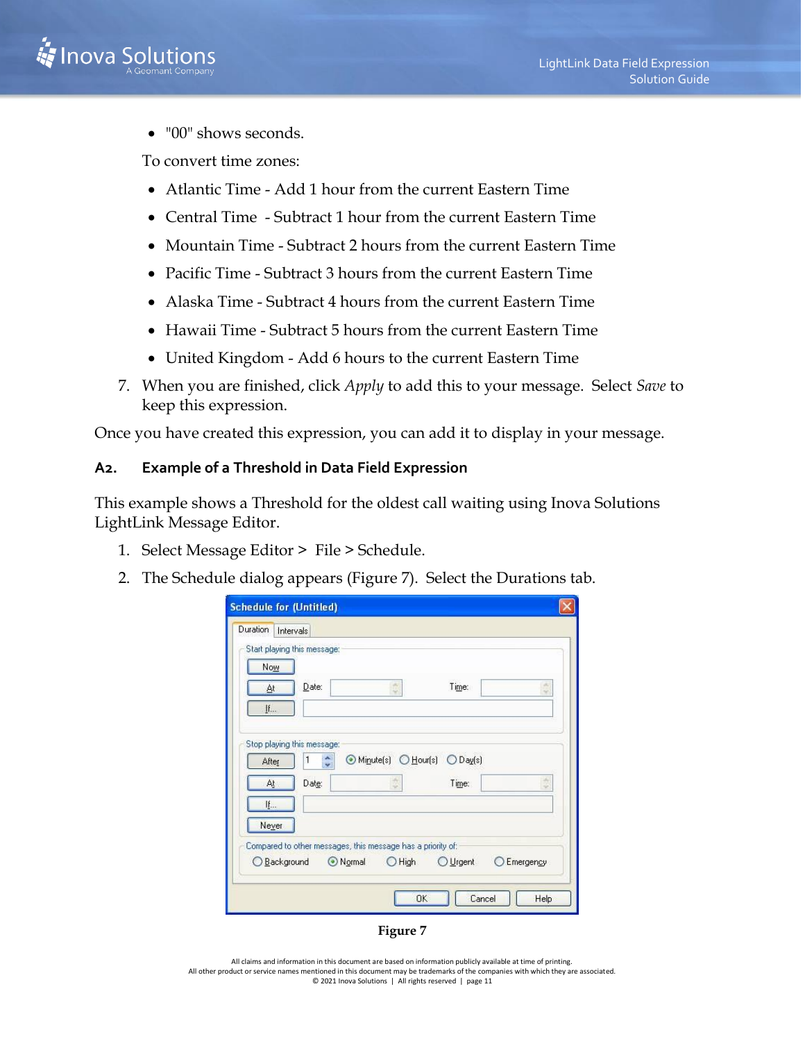- "00" shows seconds.

To convert time zones:

- Atlantic Time - Add 1 hour from the current Eastern Time
- Central Time - Subtract 1 hour from the current Eastern Time
- Mountain Time - Subtract 2 hours from the current Eastern Time
- Pacific Time - Subtract 3 hours from the current Eastern Time
- Alaska Time - Subtract 4 hours from the current Eastern Time
- Hawaii Time - Subtract 5 hours from the current Eastern Time
- United Kingdom - Add 6 hours to the current Eastern Time

7. When you are finished, click *Apply* to add this to your message. Select *Save* to keep this expression.

Once you have created this expression, you can add it to display in your message.

## A2. Example of a Threshold in Data Field Expression

This example shows a Threshold for the oldest call waiting using Inova Solutions LightLink Message Editor.

1. Select Message Editor > File > Schedule.
2. The Schedule dialog appears (Figure 7). Select the Durations tab.

Figure 7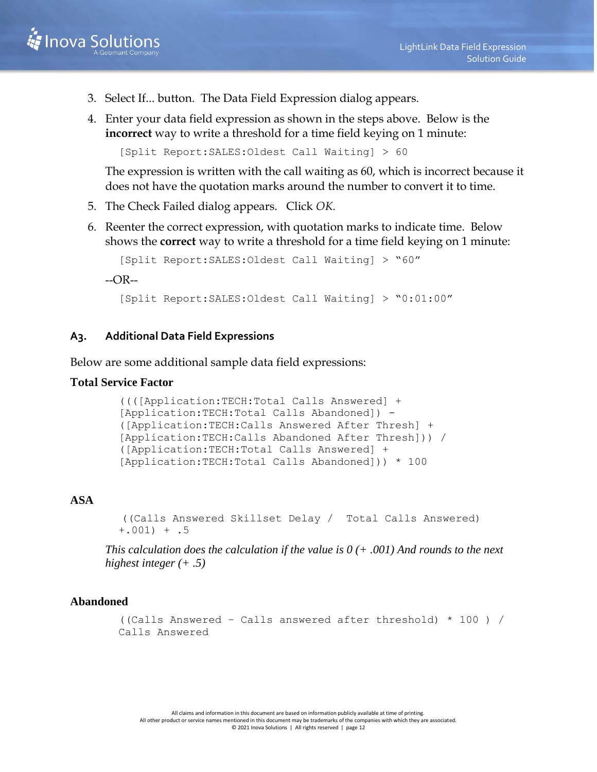3. Select If... button. The Data Field Expression dialog appears.
4. Enter your data field expression as shown in the steps above. Below is the **incorrect** way to write a threshold for a time field keying on 1 minute:

   ```
   [Split Report:SALES:Oldest Call Waiting] > 60
   ```

   The expression is written with the call waiting as 60, which is incorrect because it does not have the quotation marks around the number to convert it to time.
5. The Check Failed dialog appears. Click *OK*.
6. Reenter the correct expression, with quotation marks to indicate time. Below shows the **correct** way to write a threshold for a time field keying on 1 minute:

   ```
   [Split Report:SALES:Oldest Call Waiting] > "60"
   ```

   --OR--

   ```
   [Split Report:SALES:Oldest Call Waiting] > "0:01:00"
   ```

### A3. Additional Data Field Expressions

Below are some additional sample data field expressions:

**Total Service Factor**

```
((([Application:TECH:Total Calls Answered] +
[Application:TECH:Total Calls Abandoned]) -
([Application:TECH:Calls Answered After Thresh] +
[Application:TECH:Calls Abandoned After Thresh])) /
([Application:TECH:Total Calls Answered] +
[Application:TECH:Total Calls Abandoned])) * 100
```

**ASA**

```
((Calls Answered Skillset Delay /  Total Calls Answered)
+.001) + .5
```

*This calculation does the calculation if the value is 0 (+ .001) And rounds to the next highest integer (+ .5)*

**Abandoned**

```
((Calls Answered - Calls answered after threshold) * 100 ) /
Calls Answered
```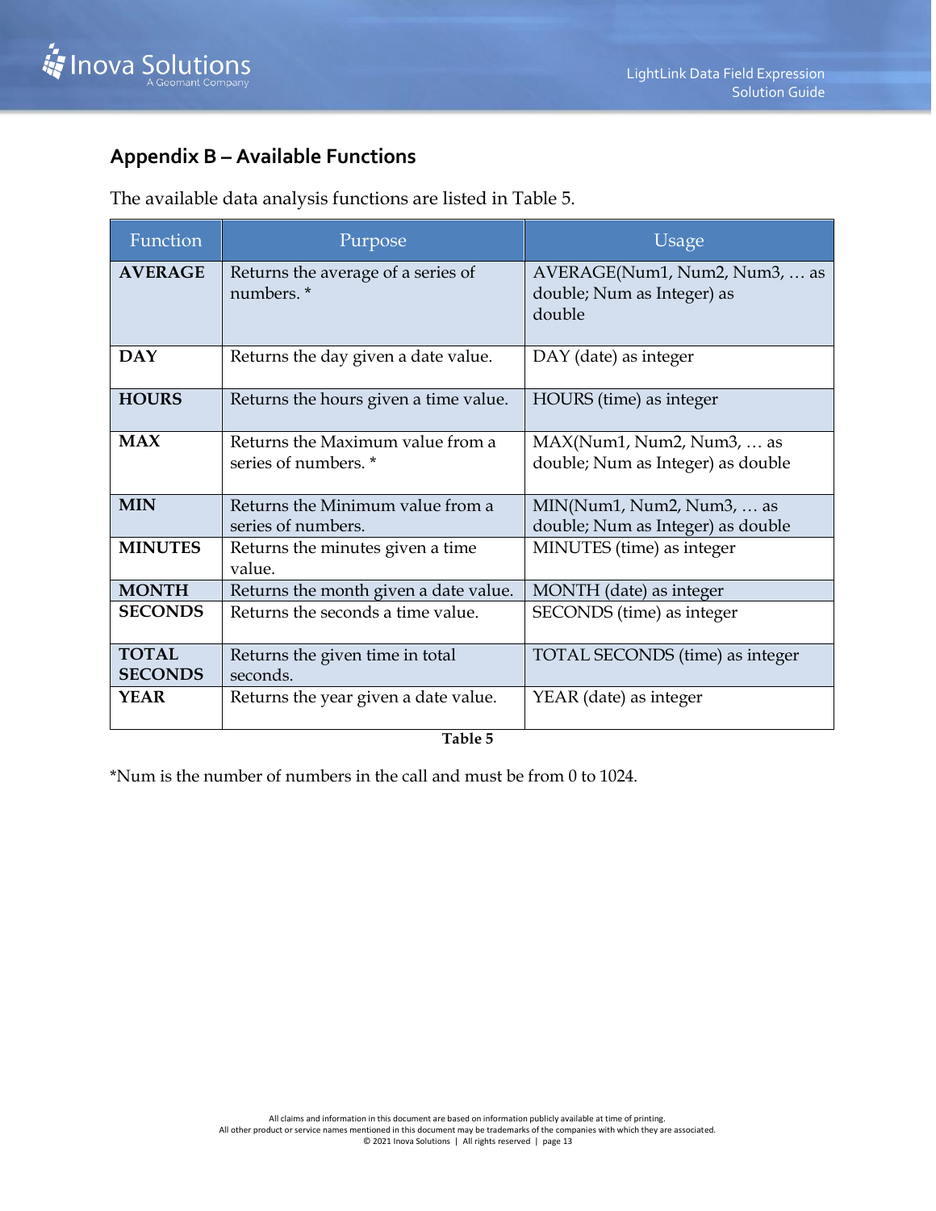## Appendix B – Available Functions

The available data analysis functions are listed in Table 5.

| Function | Purpose | Usage |
|---|---|---|
| **AVERAGE** | Returns the average of a series of numbers. * | AVERAGE(Num1, Num2, Num3, … as double; Num as Integer) as double |
| **DAY** | Returns the day given a date value. | DAY (date) as integer |
| **HOURS** | Returns the hours given a time value. | HOURS (time) as integer |
| **MAX** | Returns the Maximum value from a series of numbers. * | MAX(Num1, Num2, Num3, … as double; Num as Integer) as double |
| **MIN** | Returns the Minimum value from a series of numbers. | MIN(Num1, Num2, Num3, … as double; Num as Integer) as double |
| **MINUTES** | Returns the minutes given a time value. | MINUTES (time) as integer |
| **MONTH** | Returns the month given a date value. | MONTH (date) as integer |
| **SECONDS** | Returns the seconds a time value. | SECONDS (time) as integer |
| **TOTAL SECONDS** | Returns the given time in total seconds. | TOTAL SECONDS (time) as integer |
| **YEAR** | Returns the year given a date value. | YEAR (date) as integer |

**Table 5**

*Num is the number of numbers in the call and must be from 0 to 1024.